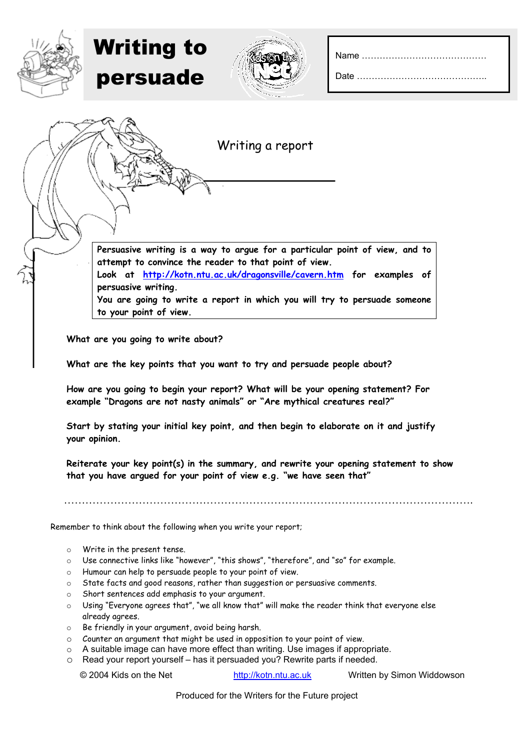# Writing to persuade

Name ……………………………………

Date ……………………………………..

## Writing a report

**Persuasive writing is a way to argue for a particular point of view, and to attempt to convince the reader to that point of view.**
**Look at [http://kotn.ntu.ac.uk/dragonsville/cavern.htm](http://kotn.ntu.ac.uk/dragonsville/cavern.htm) for examples of persuasive writing.**
**You are going to write a report in which you will try to persuade someone to your point of view.**

**What are you going to write about?**

**What are the key points that you want to try and persuade people about?**

**How are you going to begin your report? What will be your opening statement? For example "Dragons are not nasty animals" or "Are mythical creatures real?"**

**Start by stating your initial key point, and then begin to elaborate on it and justify your opinion.**

**Reiterate your key point(s) in the summary, and rewrite your opening statement to show that you have argued for your point of view e.g. "we have seen that"**

Remember to think about the following when you write your report;

- Write in the present tense.
- Use connective links like "however", "this shows", "therefore", and "so" for example.
- Humour can help to persuade people to your point of view.
- State facts and good reasons, rather than suggestion or persuasive comments.
- Short sentences add emphasis to your argument.
- Using "Everyone agrees that", "we all know that" will make the reader think that everyone else already agrees.
- Be friendly in your argument, avoid being harsh.
- Counter an argument that might be used in opposition to your point of view.
- A suitable image can have more effect than writing. Use images if appropriate.
- Read your report yourself – has it persuaded you? Rewrite parts if needed.

© 2004 Kids on the Net   [http://kotn.ntu.ac.uk](http://kotn.ntu.ac.uk)   Written by Simon Widdowson

Produced for the Writers for the Future project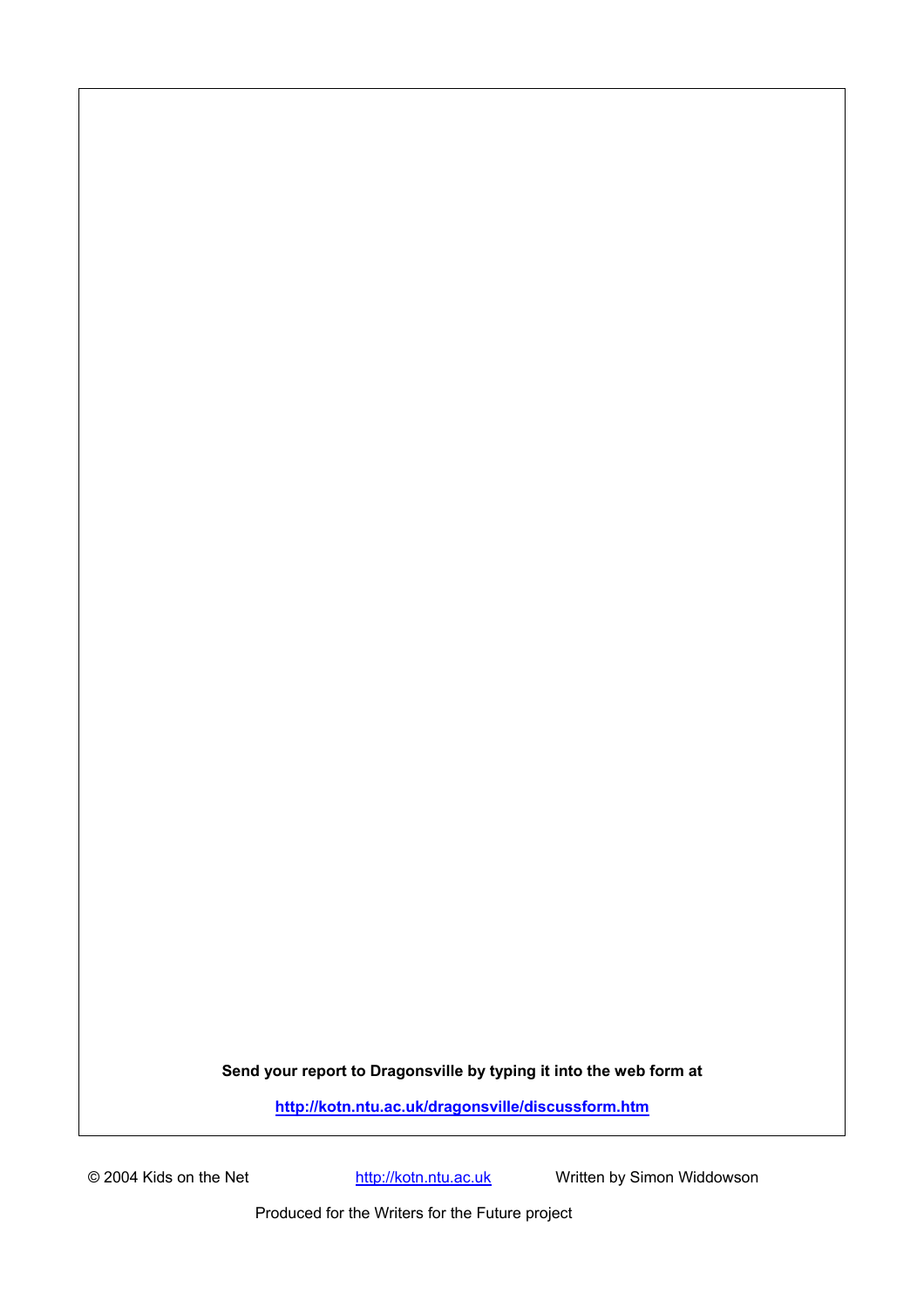**Send your report to Dragonsville by typing it into the web form at**

**http://kotn.ntu.ac.uk/dragonsville/discussform.htm**

© 2004 Kids on the Net http://kotn.ntu.ac.uk Written by Simon Widdowson

Produced for the Writers for the Future project